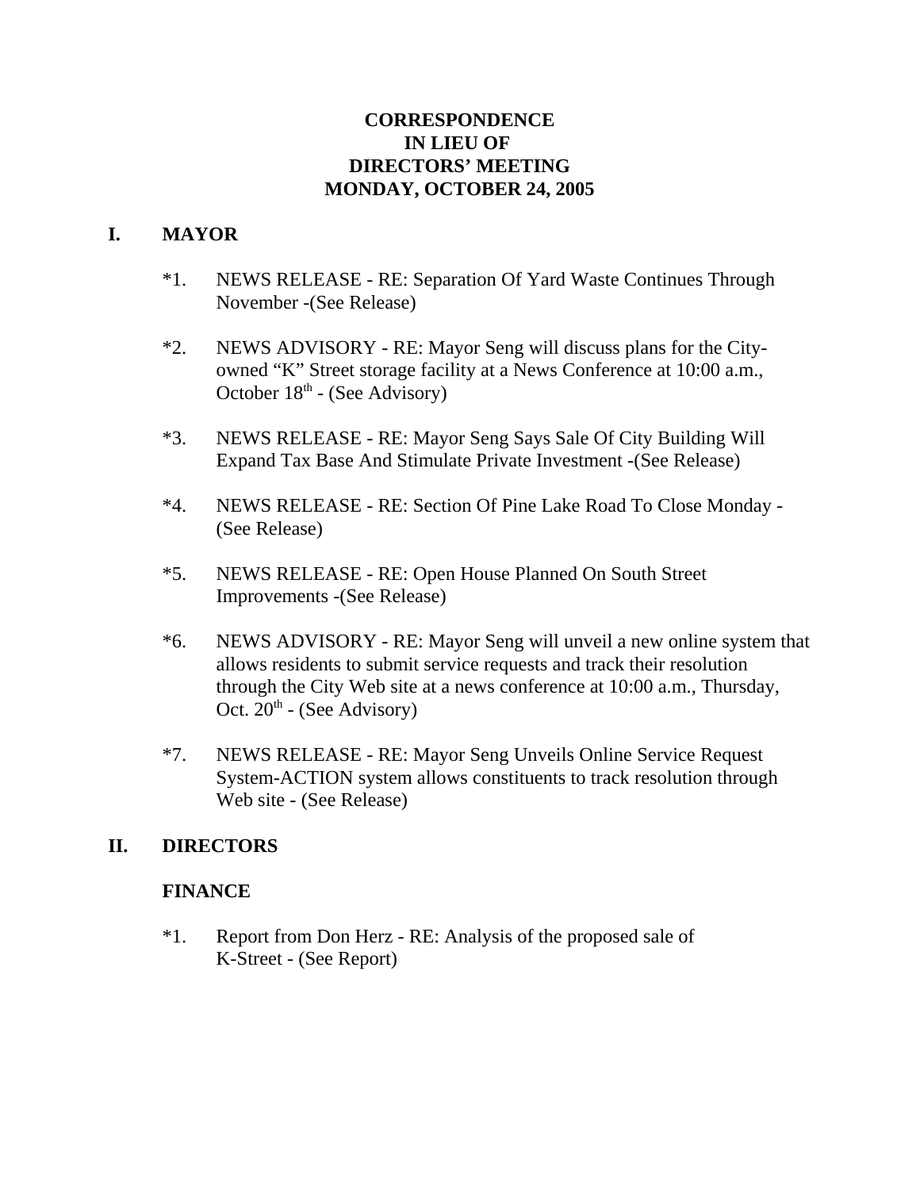# CORRESPONDENCE
# IN LIEU OF
# DIRECTORS' MEETING
# MONDAY, OCTOBER 24, 2005

## I. MAYOR

*1. NEWS RELEASE - RE: Separation Of Yard Waste Continues Through November -(See Release)

*2. NEWS ADVISORY - RE: Mayor Seng will discuss plans for the City-owned "K" Street storage facility at a News Conference at 10:00 a.m., October 18th - (See Advisory)

*3. NEWS RELEASE - RE: Mayor Seng Says Sale Of City Building Will Expand Tax Base And Stimulate Private Investment -(See Release)

*4. NEWS RELEASE - RE: Section Of Pine Lake Road To Close Monday - (See Release)

*5. NEWS RELEASE - RE: Open House Planned On South Street Improvements -(See Release)

*6. NEWS ADVISORY - RE: Mayor Seng will unveil a new online system that allows residents to submit service requests and track their resolution through the City Web site at a news conference at 10:00 a.m., Thursday, Oct. 20th - (See Advisory)

*7. NEWS RELEASE - RE: Mayor Seng Unveils Online Service Request System-ACTION system allows constituents to track resolution through Web site - (See Release)

## II. DIRECTORS

### FINANCE

*1. Report from Don Herz - RE: Analysis of the proposed sale of K-Street - (See Report)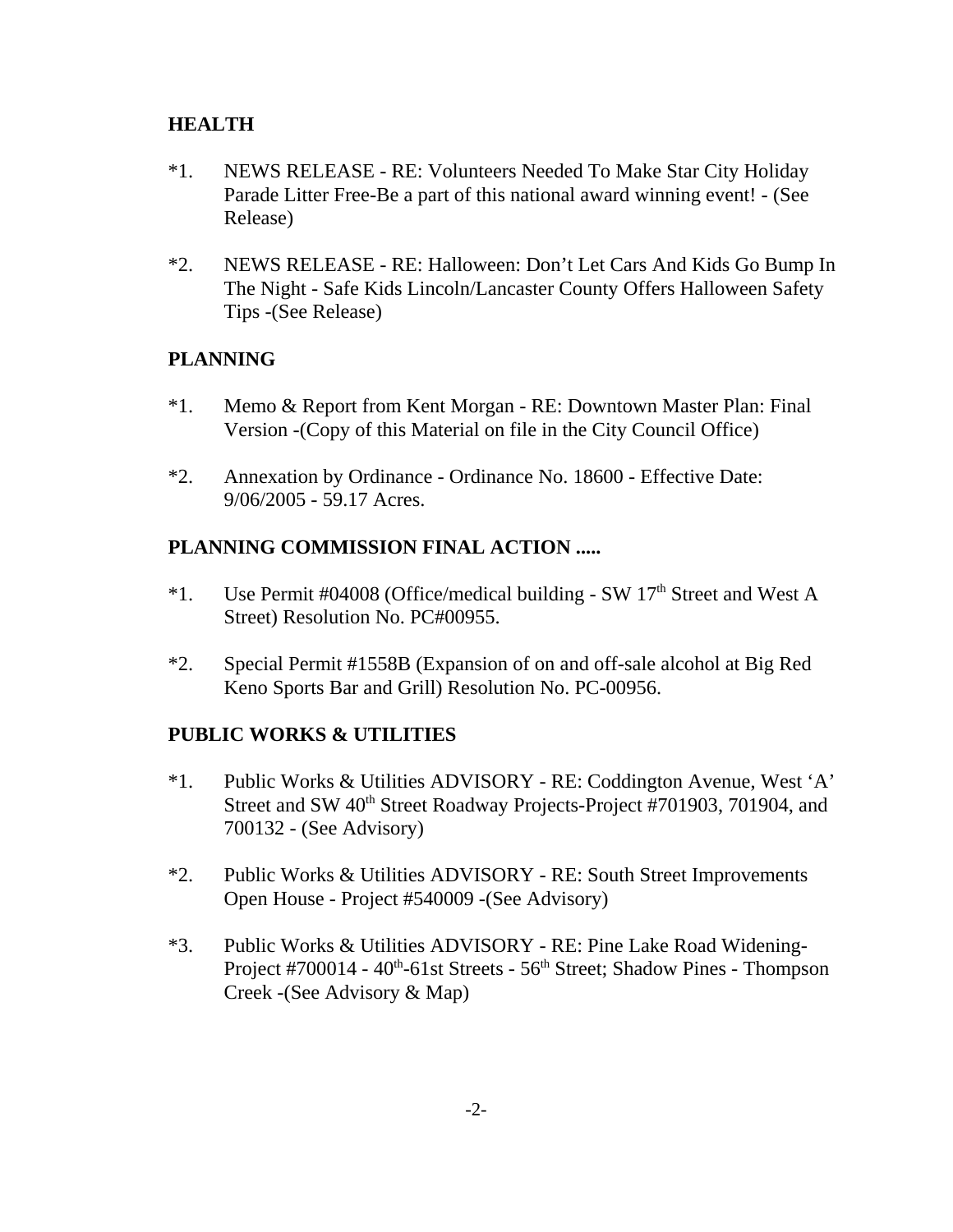## HEALTH

*1. NEWS RELEASE - RE: Volunteers Needed To Make Star City Holiday Parade Litter Free-Be a part of this national award winning event! - (See Release)

*2. NEWS RELEASE - RE: Halloween: Don't Let Cars And Kids Go Bump In The Night - Safe Kids Lincoln/Lancaster County Offers Halloween Safety Tips -(See Release)

## PLANNING

*1. Memo & Report from Kent Morgan - RE: Downtown Master Plan: Final Version -(Copy of this Material on file in the City Council Office)

*2. Annexation by Ordinance - Ordinance No. 18600 - Effective Date: 9/06/2005 - 59.17 Acres.

## PLANNING COMMISSION FINAL ACTION .....

*1. Use Permit #04008 (Office/medical building - SW 17th Street and West A Street) Resolution No. PC#00955.

*2. Special Permit #1558B (Expansion of on and off-sale alcohol at Big Red Keno Sports Bar and Grill) Resolution No. PC-00956.

## PUBLIC WORKS & UTILITIES

*1. Public Works & Utilities ADVISORY - RE: Coddington Avenue, West 'A' Street and SW 40th Street Roadway Projects-Project #701903, 701904, and 700132 - (See Advisory)

*2. Public Works & Utilities ADVISORY - RE: South Street Improvements Open House - Project #540009 -(See Advisory)

*3. Public Works & Utilities ADVISORY - RE: Pine Lake Road Widening-Project #700014 - 40th-61st Streets - 56th Street; Shadow Pines - Thompson Creek -(See Advisory & Map)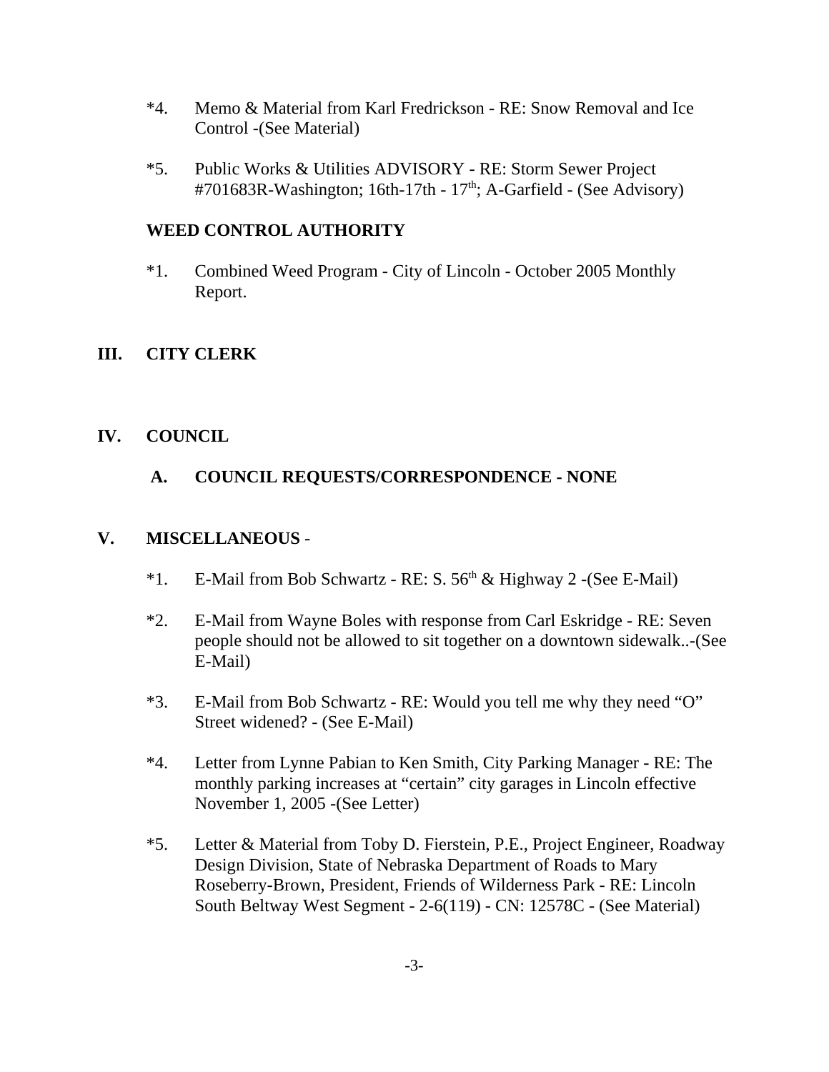*4. Memo & Material from Karl Fredrickson - RE: Snow Removal and Ice Control -(See Material)

*5. Public Works & Utilities ADVISORY - RE: Storm Sewer Project #701683R-Washington; 16th-17th - 17th; A-Garfield - (See Advisory)

**WEED CONTROL AUTHORITY**

*1. Combined Weed Program - City of Lincoln - October 2005 Monthly Report.

## III. CITY CLERK

## IV. COUNCIL

### A. COUNCIL REQUESTS/CORRESPONDENCE - NONE

## V. MISCELLANEOUS -

*1. E-Mail from Bob Schwartz - RE: S. 56th & Highway 2 -(See E-Mail)

*2. E-Mail from Wayne Boles with response from Carl Eskridge - RE: Seven people should not be allowed to sit together on a downtown sidewalk..-(See E-Mail)

*3. E-Mail from Bob Schwartz - RE: Would you tell me why they need "O" Street widened? - (See E-Mail)

*4. Letter from Lynne Pabian to Ken Smith, City Parking Manager - RE: The monthly parking increases at "certain" city garages in Lincoln effective November 1, 2005 -(See Letter)

*5. Letter & Material from Toby D. Fierstein, P.E., Project Engineer, Roadway Design Division, State of Nebraska Department of Roads to Mary Roseberry-Brown, President, Friends of Wilderness Park - RE: Lincoln South Beltway West Segment - 2-6(119) - CN: 12578C - (See Material)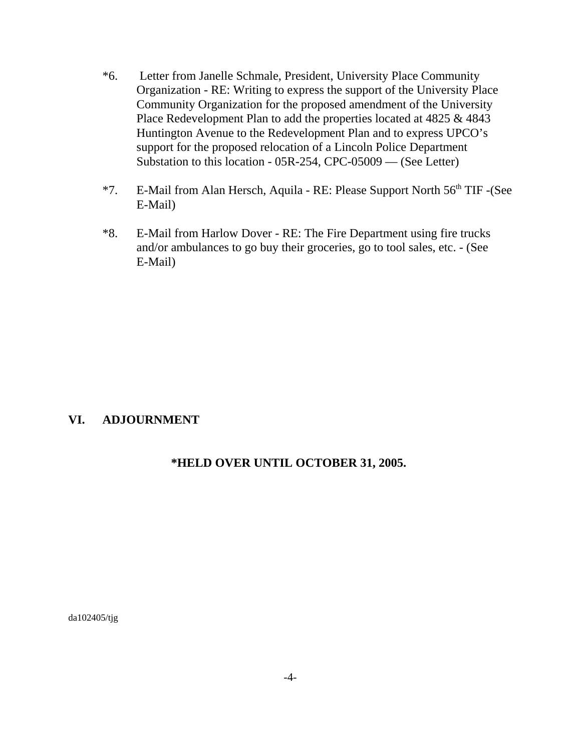*6. Letter from Janelle Schmale, President, University Place Community Organization - RE: Writing to express the support of the University Place Community Organization for the proposed amendment of the University Place Redevelopment Plan to add the properties located at 4825 & 4843 Huntington Avenue to the Redevelopment Plan and to express UPCO's support for the proposed relocation of a Lincoln Police Department Substation to this location - 05R-254, CPC-05009 — (See Letter)

*7. E-Mail from Alan Hersch, Aquila - RE: Please Support North 56th TIF -(See E-Mail)

*8. E-Mail from Harlow Dover - RE: The Fire Department using fire trucks and/or ambulances to go buy their groceries, go to tool sales, etc. - (See E-Mail)

## VI. ADJOURNMENT

**\*HELD OVER UNTIL OCTOBER 31, 2005.**

da102405/tjg